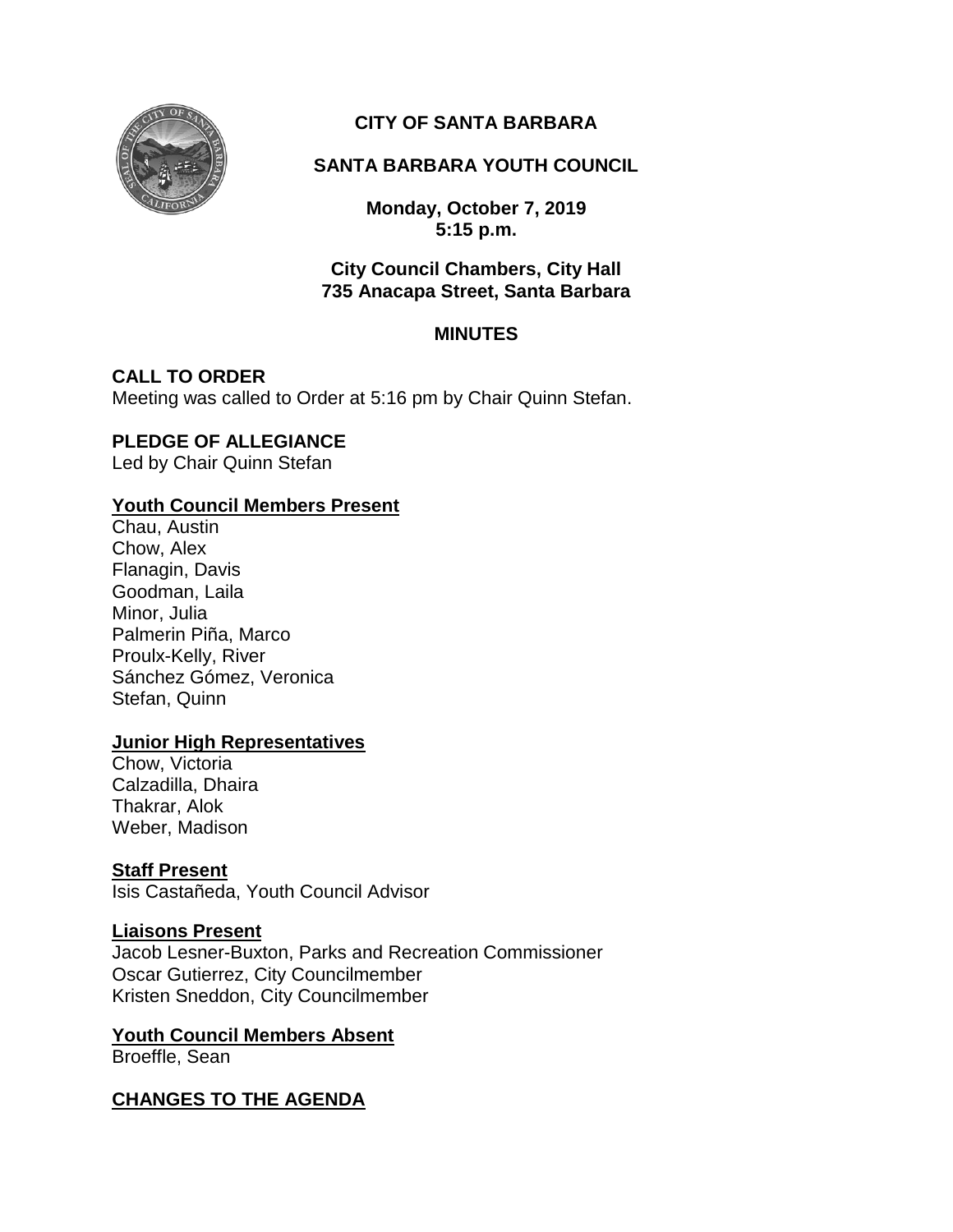**CITY OF SANTA BARBARA**

**SANTA BARBARA YOUTH COUNCIL**

**Monday, October 7, 2019**
**5:15 p.m.**

**City Council Chambers, City Hall**
**735 Anacapa Street, Santa Barbara**

**MINUTES**

**CALL TO ORDER**

Meeting was called to Order at 5:16 pm by Chair Quinn Stefan.

**PLEDGE OF ALLEGIANCE**

Led by Chair Quinn Stefan

**Youth Council Members Present**

Chau, Austin
Chow, Alex
Flanagin, Davis
Goodman, Laila
Minor, Julia
Palmerin Piña, Marco
Proulx-Kelly, River
Sánchez Gómez, Veronica
Stefan, Quinn

**Junior High Representatives**

Chow, Victoria
Calzadilla, Dhaira
Thakrar, Alok
Weber, Madison

**Staff Present**

Isis Castañeda, Youth Council Advisor

**Liaisons Present**

Jacob Lesner-Buxton, Parks and Recreation Commissioner
Oscar Gutierrez, City Councilmember
Kristen Sneddon, City Councilmember

**Youth Council Members Absent**

Broeffle, Sean

**CHANGES TO THE AGENDA**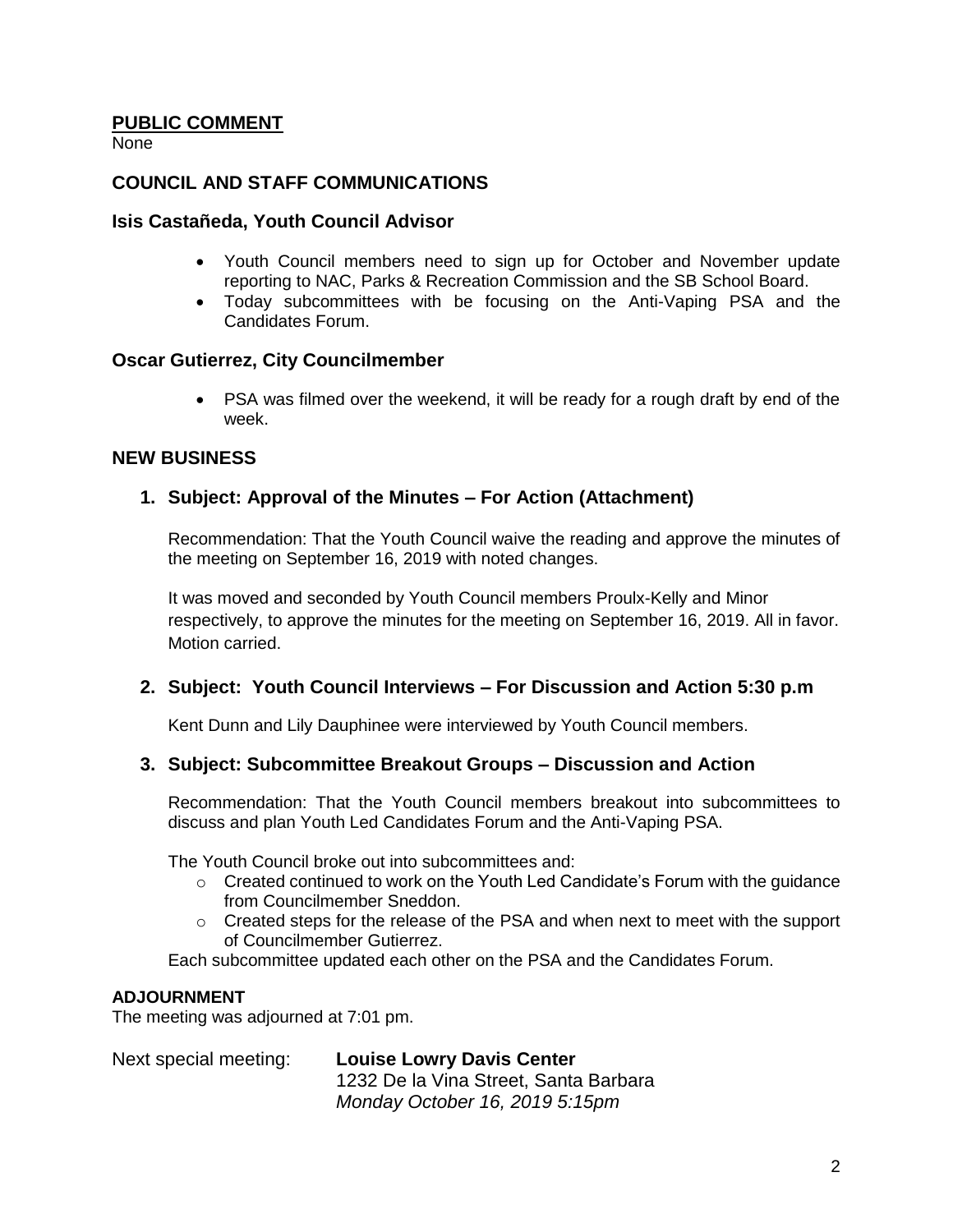## PUBLIC COMMENT

None

## COUNCIL AND STAFF COMMUNICATIONS

### Isis Castañeda, Youth Council Advisor

- Youth Council members need to sign up for October and November update reporting to NAC, Parks & Recreation Commission and the SB School Board.
- Today subcommittees with be focusing on the Anti-Vaping PSA and the Candidates Forum.

### Oscar Gutierrez, City Councilmember

- PSA was filmed over the weekend, it will be ready for a rough draft by end of the week.

## NEW BUSINESS

### 1. Subject: Approval of the Minutes – For Action (Attachment)

Recommendation: That the Youth Council waive the reading and approve the minutes of the meeting on September 16, 2019 with noted changes.

It was moved and seconded by Youth Council members Proulx-Kelly and Minor respectively, to approve the minutes for the meeting on September 16, 2019. All in favor. Motion carried.

### 2. Subject: Youth Council Interviews – For Discussion and Action 5:30 p.m

Kent Dunn and Lily Dauphinee were interviewed by Youth Council members.

### 3. Subject: Subcommittee Breakout Groups – Discussion and Action

Recommendation: That the Youth Council members breakout into subcommittees to discuss and plan Youth Led Candidates Forum and the Anti-Vaping PSA.

The Youth Council broke out into subcommittees and:

- Created continued to work on the Youth Led Candidate's Forum with the guidance from Councilmember Sneddon.
- Created steps for the release of the PSA and when next to meet with the support of Councilmember Gutierrez.

Each subcommittee updated each other on the PSA and the Candidates Forum.

**ADJOURNMENT**

The meeting was adjourned at 7:01 pm.

Next special meeting: **Louise Lowry Davis Center**
1232 De la Vina Street, Santa Barbara
*Monday October 16, 2019 5:15pm*